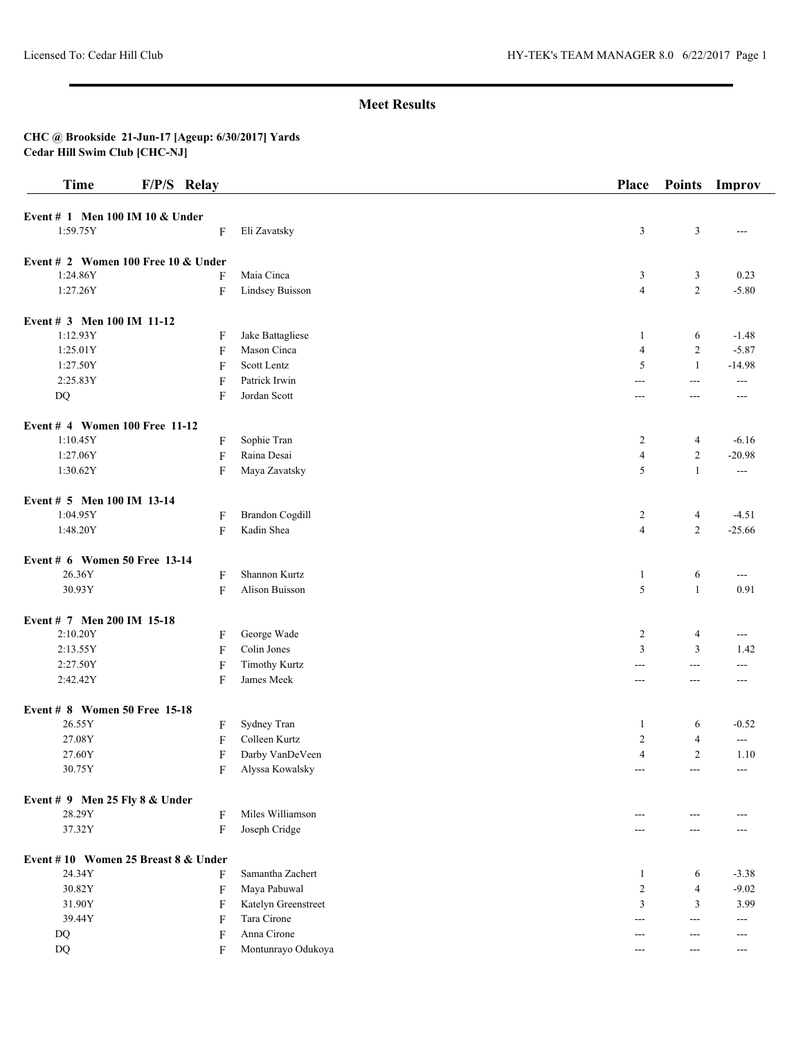# Meet Results

**CHC @ Brookside 21-Jun-17 [Ageup: 6/30/2017] Yards**
**Cedar Hill Swim Club [CHC-NJ]**

| Time | F/P/S | Relay | Place | Points | Improv |
|---|---|---|---|---|---|
| **Event # 1 Men 100 IM 10 & Under** | | | | | |
| 1:59.75Y | F | Eli Zavatsky | 3 | 3 | --- |
| **Event # 2 Women 100 Free 10 & Under** | | | | | |
| 1:24.86Y | F | Maia Cinca | 3 | 3 | 0.23 |
| 1:27.26Y | F | Lindsey Buisson | 4 | 2 | -5.80 |
| **Event # 3 Men 100 IM 11-12** | | | | | |
| 1:12.93Y | F | Jake Battagliese | 1 | 6 | -1.48 |
| 1:25.01Y | F | Mason Cinca | 4 | 2 | -5.87 |
| 1:27.50Y | F | Scott Lentz | 5 | 1 | -14.98 |
| 2:25.83Y | F | Patrick Irwin | --- | --- | --- |
| DQ | F | Jordan Scott | --- | --- | --- |
| **Event # 4 Women 100 Free 11-12** | | | | | |
| 1:10.45Y | F | Sophie Tran | 2 | 4 | -6.16 |
| 1:27.06Y | F | Raina Desai | 4 | 2 | -20.98 |
| 1:30.62Y | F | Maya Zavatsky | 5 | 1 | --- |
| **Event # 5 Men 100 IM 13-14** | | | | | |
| 1:04.95Y | F | Brandon Cogdill | 2 | 4 | -4.51 |
| 1:48.20Y | F | Kadin Shea | 4 | 2 | -25.66 |
| **Event # 6 Women 50 Free 13-14** | | | | | |
| 26.36Y | F | Shannon Kurtz | 1 | 6 | --- |
| 30.93Y | F | Alison Buisson | 5 | 1 | 0.91 |
| **Event # 7 Men 200 IM 15-18** | | | | | |
| 2:10.20Y | F | George Wade | 2 | 4 | --- |
| 2:13.55Y | F | Colin Jones | 3 | 3 | 1.42 |
| 2:27.50Y | F | Timothy Kurtz | --- | --- | --- |
| 2:42.42Y | F | James Meek | --- | --- | --- |
| **Event # 8 Women 50 Free 15-18** | | | | | |
| 26.55Y | F | Sydney Tran | 1 | 6 | -0.52 |
| 27.08Y | F | Colleen Kurtz | 2 | 4 | --- |
| 27.60Y | F | Darby VanDeVeen | 4 | 2 | 1.10 |
| 30.75Y | F | Alyssa Kowalsky | --- | --- | --- |
| **Event # 9 Men 25 Fly 8 & Under** | | | | | |
| 28.29Y | F | Miles Williamson | --- | --- | --- |
| 37.32Y | F | Joseph Cridge | --- | --- | --- |
| **Event # 10 Women 25 Breast 8 & Under** | | | | | |
| 24.34Y | F | Samantha Zachert | 1 | 6 | -3.38 |
| 30.82Y | F | Maya Pabuwal | 2 | 4 | -9.02 |
| 31.90Y | F | Katelyn Greenstreet | 3 | 3 | 3.99 |
| 39.44Y | F | Tara Cirone | --- | --- | --- |
| DQ | F | Anna Cirone | --- | --- | --- |
| DQ | F | Montunrayo Odukoya | --- | --- | --- |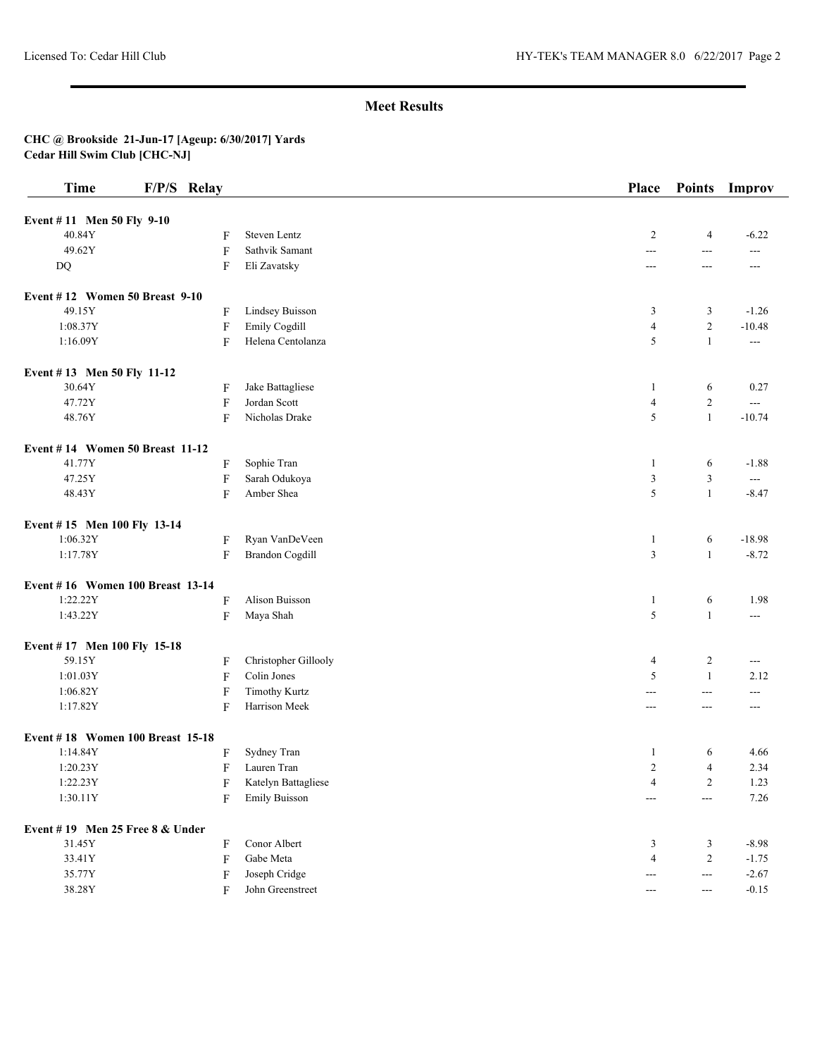## Meet Results

**CHC @ Brookside 21-Jun-17 [Ageup: 6/30/2017] Yards**
**Cedar Hill Swim Club [CHC-NJ]**

| Time | F/P/S | Relay | Place | Points | Improv |
|---|---|---|---|---|---|
| **Event # 11 Men 50 Fly 9-10** | | | | | |
| 40.84Y | F | Steven Lentz | 2 | 4 | -6.22 |
| 49.62Y | F | Sathvik Samant | --- | --- | --- |
| DQ | F | Eli Zavatsky | --- | --- | --- |
| **Event # 12 Women 50 Breast 9-10** | | | | | |
| 49.15Y | F | Lindsey Buisson | 3 | 3 | -1.26 |
| 1:08.37Y | F | Emily Cogdill | 4 | 2 | -10.48 |
| 1:16.09Y | F | Helena Centolanza | 5 | 1 | --- |
| **Event # 13 Men 50 Fly 11-12** | | | | | |
| 30.64Y | F | Jake Battagliese | 1 | 6 | 0.27 |
| 47.72Y | F | Jordan Scott | 4 | 2 | --- |
| 48.76Y | F | Nicholas Drake | 5 | 1 | -10.74 |
| **Event # 14 Women 50 Breast 11-12** | | | | | |
| 41.77Y | F | Sophie Tran | 1 | 6 | -1.88 |
| 47.25Y | F | Sarah Odukoya | 3 | 3 | --- |
| 48.43Y | F | Amber Shea | 5 | 1 | -8.47 |
| **Event # 15 Men 100 Fly 13-14** | | | | | |
| 1:06.32Y | F | Ryan VanDeVeen | 1 | 6 | -18.98 |
| 1:17.78Y | F | Brandon Cogdill | 3 | 1 | -8.72 |
| **Event # 16 Women 100 Breast 13-14** | | | | | |
| 1:22.22Y | F | Alison Buisson | 1 | 6 | 1.98 |
| 1:43.22Y | F | Maya Shah | 5 | 1 | --- |
| **Event # 17 Men 100 Fly 15-18** | | | | | |
| 59.15Y | F | Christopher Gillooly | 4 | 2 | --- |
| 1:01.03Y | F | Colin Jones | 5 | 1 | 2.12 |
| 1:06.82Y | F | Timothy Kurtz | --- | --- | --- |
| 1:17.82Y | F | Harrison Meek | --- | --- | --- |
| **Event # 18 Women 100 Breast 15-18** | | | | | |
| 1:14.84Y | F | Sydney Tran | 1 | 6 | 4.66 |
| 1:20.23Y | F | Lauren Tran | 2 | 4 | 2.34 |
| 1:22.23Y | F | Katelyn Battagliese | 4 | 2 | 1.23 |
| 1:30.11Y | F | Emily Buisson | --- | --- | 7.26 |
| **Event # 19 Men 25 Free 8 & Under** | | | | | |
| 31.45Y | F | Conor Albert | 3 | 3 | -8.98 |
| 33.41Y | F | Gabe Meta | 4 | 2 | -1.75 |
| 35.77Y | F | Joseph Cridge | --- | --- | -2.67 |
| 38.28Y | F | John Greenstreet | --- | --- | -0.15 |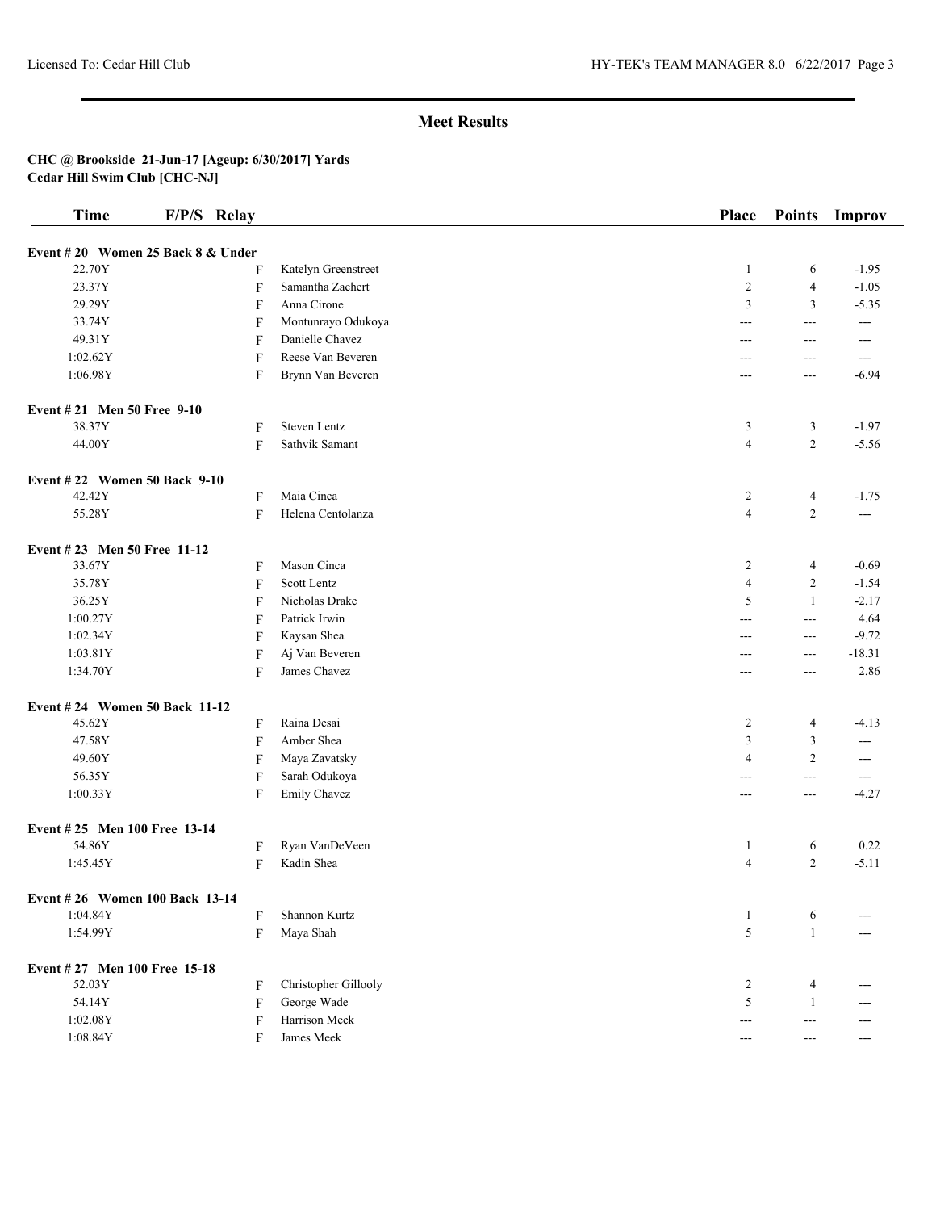## Meet Results

**CHC @ Brookside 21-Jun-17 [Ageup: 6/30/2017] Yards**
**Cedar Hill Swim Club [CHC-NJ]**

| Time | F/P/S | Relay | Place | Points | Improv |
|---|---|---|---|---|---|
| **Event # 20 Women 25 Back 8 & Under** | | | | | |
| 22.70Y | F | Katelyn Greenstreet | 1 | 6 | -1.95 |
| 23.37Y | F | Samantha Zachert | 2 | 4 | -1.05 |
| 29.29Y | F | Anna Cirone | 3 | 3 | -5.35 |
| 33.74Y | F | Montunrayo Odukoya | --- | --- | --- |
| 49.31Y | F | Danielle Chavez | --- | --- | --- |
| 1:02.62Y | F | Reese Van Beveren | --- | --- | --- |
| 1:06.98Y | F | Brynn Van Beveren | --- | --- | -6.94 |
| **Event # 21 Men 50 Free 9-10** | | | | | |
| 38.37Y | F | Steven Lentz | 3 | 3 | -1.97 |
| 44.00Y | F | Sathvik Samant | 4 | 2 | -5.56 |
| **Event # 22 Women 50 Back 9-10** | | | | | |
| 42.42Y | F | Maia Cinca | 2 | 4 | -1.75 |
| 55.28Y | F | Helena Centolanza | 4 | 2 | --- |
| **Event # 23 Men 50 Free 11-12** | | | | | |
| 33.67Y | F | Mason Cinca | 2 | 4 | -0.69 |
| 35.78Y | F | Scott Lentz | 4 | 2 | -1.54 |
| 36.25Y | F | Nicholas Drake | 5 | 1 | -2.17 |
| 1:00.27Y | F | Patrick Irwin | --- | --- | 4.64 |
| 1:02.34Y | F | Kaysan Shea | --- | --- | -9.72 |
| 1:03.81Y | F | Aj Van Beveren | --- | --- | -18.31 |
| 1:34.70Y | F | James Chavez | --- | --- | 2.86 |
| **Event # 24 Women 50 Back 11-12** | | | | | |
| 45.62Y | F | Raina Desai | 2 | 4 | -4.13 |
| 47.58Y | F | Amber Shea | 3 | 3 | --- |
| 49.60Y | F | Maya Zavatsky | 4 | 2 | --- |
| 56.35Y | F | Sarah Odukoya | --- | --- | --- |
| 1:00.33Y | F | Emily Chavez | --- | --- | -4.27 |
| **Event # 25 Men 100 Free 13-14** | | | | | |
| 54.86Y | F | Ryan VanDeVeen | 1 | 6 | 0.22 |
| 1:45.45Y | F | Kadin Shea | 4 | 2 | -5.11 |
| **Event # 26 Women 100 Back 13-14** | | | | | |
| 1:04.84Y | F | Shannon Kurtz | 1 | 6 | --- |
| 1:54.99Y | F | Maya Shah | 5 | 1 | --- |
| **Event # 27 Men 100 Free 15-18** | | | | | |
| 52.03Y | F | Christopher Gillooly | 2 | 4 | --- |
| 54.14Y | F | George Wade | 5 | 1 | --- |
| 1:02.08Y | F | Harrison Meek | --- | --- | --- |
| 1:08.84Y | F | James Meek | --- | --- | --- |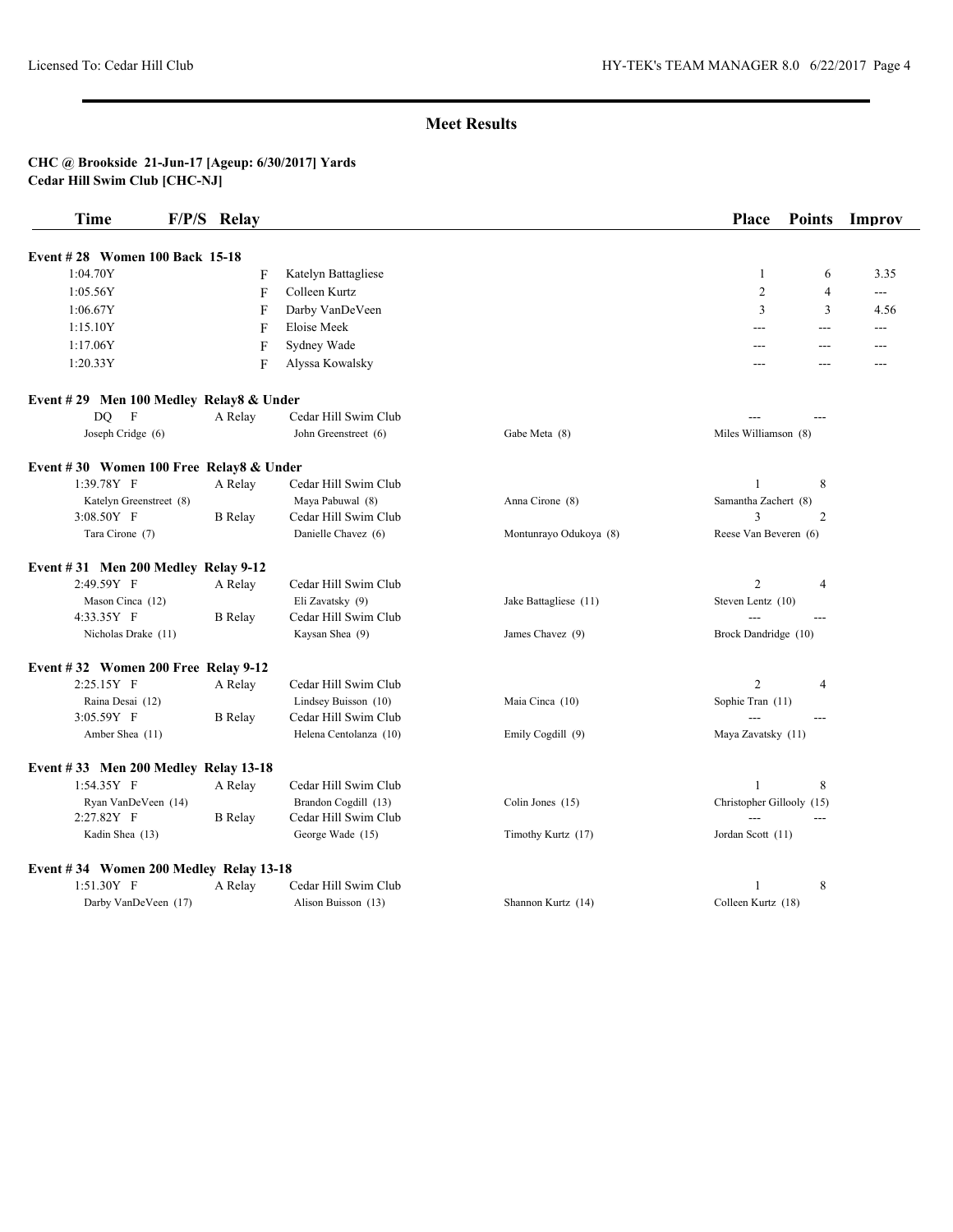## Meet Results

**CHC @ Brookside 21-Jun-17 [Ageup: 6/30/2017] Yards**
**Cedar Hill Swim Club [CHC-NJ]**

| Time | F/P/S | Relay | | Place | Points | Improv |
|---|---|---|---|---|---|---|
| **Event # 28 Women 100 Back 15-18** | | | | | | |
| 1:04.70Y | F | Katelyn Battagliese | | 1 | 6 | 3.35 |
| 1:05.56Y | F | Colleen Kurtz | | 2 | 4 | --- |
| 1:06.67Y | F | Darby VanDeVeen | | 3 | 3 | 4.56 |
| 1:15.10Y | F | Eloise Meek | | --- | --- | --- |
| 1:17.06Y | F | Sydney Wade | | --- | --- | --- |
| 1:20.33Y | F | Alyssa Kowalsky | | --- | --- | --- |
| **Event # 29 Men 100 Medley Relay8 & Under** | | | | | | |
| DQ F | A Relay | Cedar Hill Swim Club | | --- | --- | |
| Joseph Cridge (6) | | John Greenstreet (6) | Gabe Meta (8) | Miles Williamson (8) | | |
| **Event # 30 Women 100 Free Relay8 & Under** | | | | | | |
| 1:39.78Y F | A Relay | Cedar Hill Swim Club | | 1 | 8 | |
| Katelyn Greenstreet (8) | | Maya Pabuwal (8) | Anna Cirone (8) | Samantha Zachert (8) | | |
| 3:08.50Y F | B Relay | Cedar Hill Swim Club | | 3 | 2 | |
| Tara Cirone (7) | | Danielle Chavez (6) | Montunrayo Odukoya (8) | Reese Van Beveren (6) | | |
| **Event # 31 Men 200 Medley Relay 9-12** | | | | | | |
| 2:49.59Y F | A Relay | Cedar Hill Swim Club | | 2 | 4 | |
| Mason Cinca (12) | | Eli Zavatsky (9) | Jake Battagliese (11) | Steven Lentz (10) | | |
| 4:33.35Y F | B Relay | Cedar Hill Swim Club | | --- | --- | |
| Nicholas Drake (11) | | Kaysan Shea (9) | James Chavez (9) | Brock Dandridge (10) | | |
| **Event # 32 Women 200 Free Relay 9-12** | | | | | | |
| 2:25.15Y F | A Relay | Cedar Hill Swim Club | | 2 | 4 | |
| Raina Desai (12) | | Lindsey Buisson (10) | Maia Cinca (10) | Sophie Tran (11) | | |
| 3:05.59Y F | B Relay | Cedar Hill Swim Club | | --- | --- | |
| Amber Shea (11) | | Helena Centolanza (10) | Emily Cogdill (9) | Maya Zavatsky (11) | | |
| **Event # 33 Men 200 Medley Relay 13-18** | | | | | | |
| 1:54.35Y F | A Relay | Cedar Hill Swim Club | | 1 | 8 | |
| Ryan VanDeVeen (14) | | Brandon Cogdill (13) | Colin Jones (15) | Christopher Gillooly (15) | | |
| 2:27.82Y F | B Relay | Cedar Hill Swim Club | | --- | --- | |
| Kadin Shea (13) | | George Wade (15) | Timothy Kurtz (17) | Jordan Scott (11) | | |
| **Event # 34 Women 200 Medley Relay 13-18** | | | | | | |
| 1:51.30Y F | A Relay | Cedar Hill Swim Club | | 1 | 8 | |
| Darby VanDeVeen (17) | | Alison Buisson (13) | Shannon Kurtz (14) | Colleen Kurtz (18) | | |